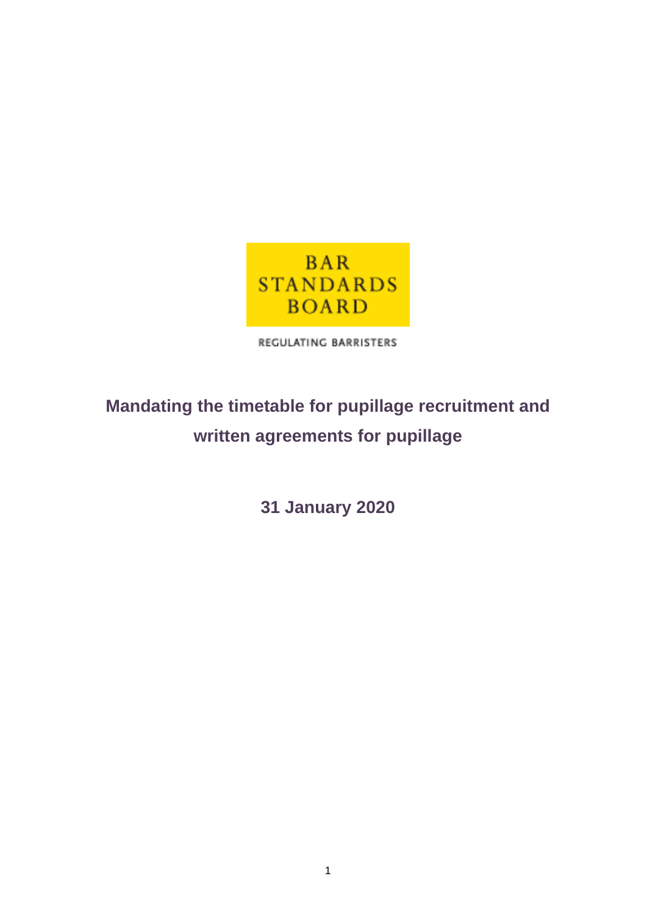BAR STANDARDS BOARD

REGULATING BARRISTERS

# Mandating the timetable for pupillage recruitment and written agreements for pupillage

**31 January 2020**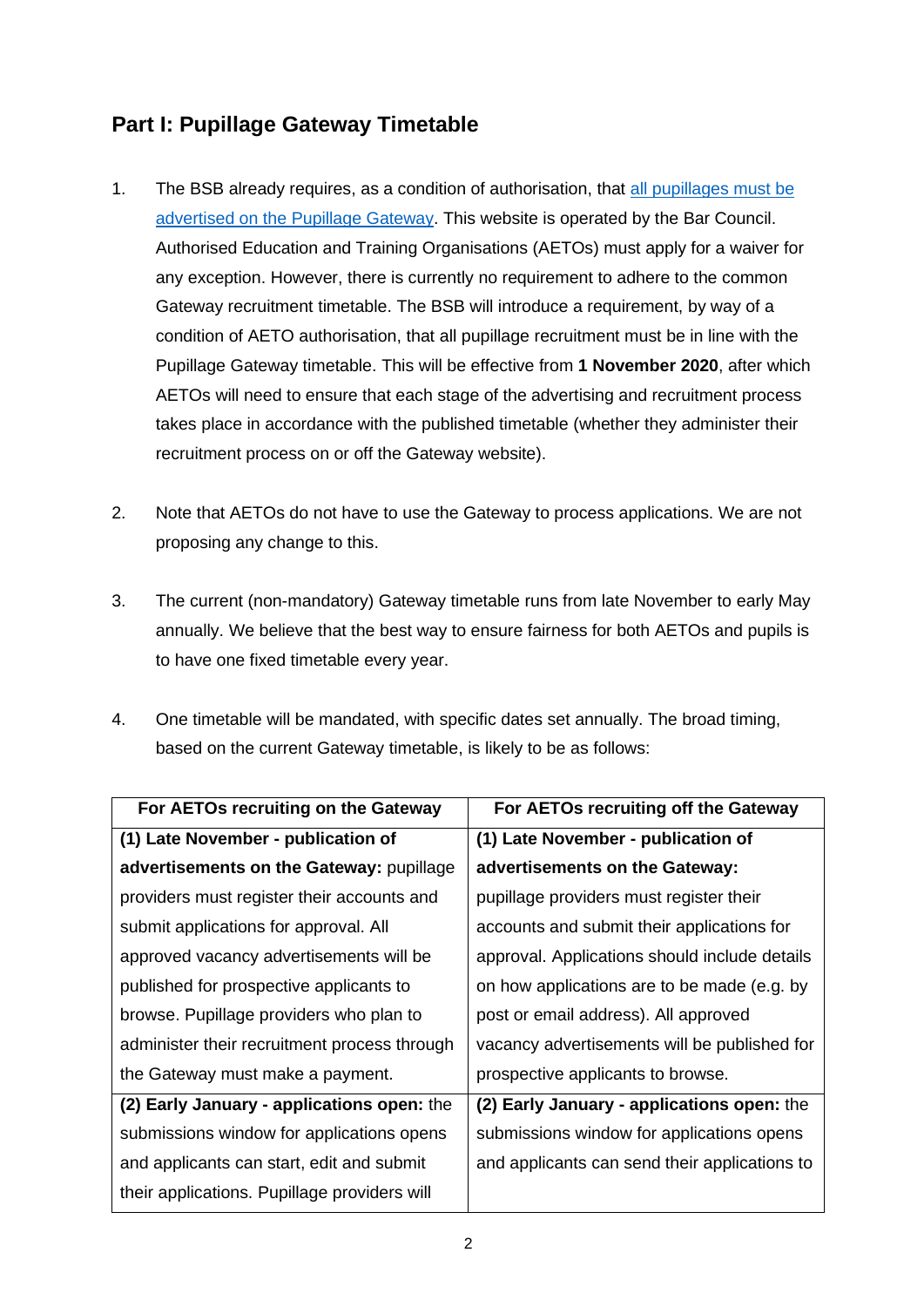## Part I: Pupillage Gateway Timetable

1. The BSB already requires, as a condition of authorisation, that [all pupillages must be advertised on the Pupillage Gateway](). This website is operated by the Bar Council. Authorised Education and Training Organisations (AETOs) must apply for a waiver for any exception. However, there is currently no requirement to adhere to the common Gateway recruitment timetable. The BSB will introduce a requirement, by way of a condition of AETO authorisation, that all pupillage recruitment must be in line with the Pupillage Gateway timetable. This will be effective from **1 November 2020**, after which AETOs will need to ensure that each stage of the advertising and recruitment process takes place in accordance with the published timetable (whether they administer their recruitment process on or off the Gateway website).

2. Note that AETOs do not have to use the Gateway to process applications. We are not proposing any change to this.

3. The current (non-mandatory) Gateway timetable runs from late November to early May annually. We believe that the best way to ensure fairness for both AETOs and pupils is to have one fixed timetable every year.

4. One timetable will be mandated, with specific dates set annually. The broad timing, based on the current Gateway timetable, is likely to be as follows:

| For AETOs recruiting on the Gateway | For AETOs recruiting off the Gateway |
|---|---|
| **(1) Late November - publication of advertisements on the Gateway:** pupillage providers must register their accounts and submit applications for approval. All approved vacancy advertisements will be published for prospective applicants to browse. Pupillage providers who plan to administer their recruitment process through the Gateway must make a payment. | **(1) Late November - publication of advertisements on the Gateway:** pupillage providers must register their accounts and submit their applications for approval. Applications should include details on how applications are to be made (e.g. by post or email address). All approved vacancy advertisements will be published for prospective applicants to browse. |
| **(2) Early January - applications open:** the submissions window for applications opens and applicants can start, edit and submit their applications. Pupillage providers will | **(2) Early January - applications open:** the submissions window for applications opens and applicants can send their applications to |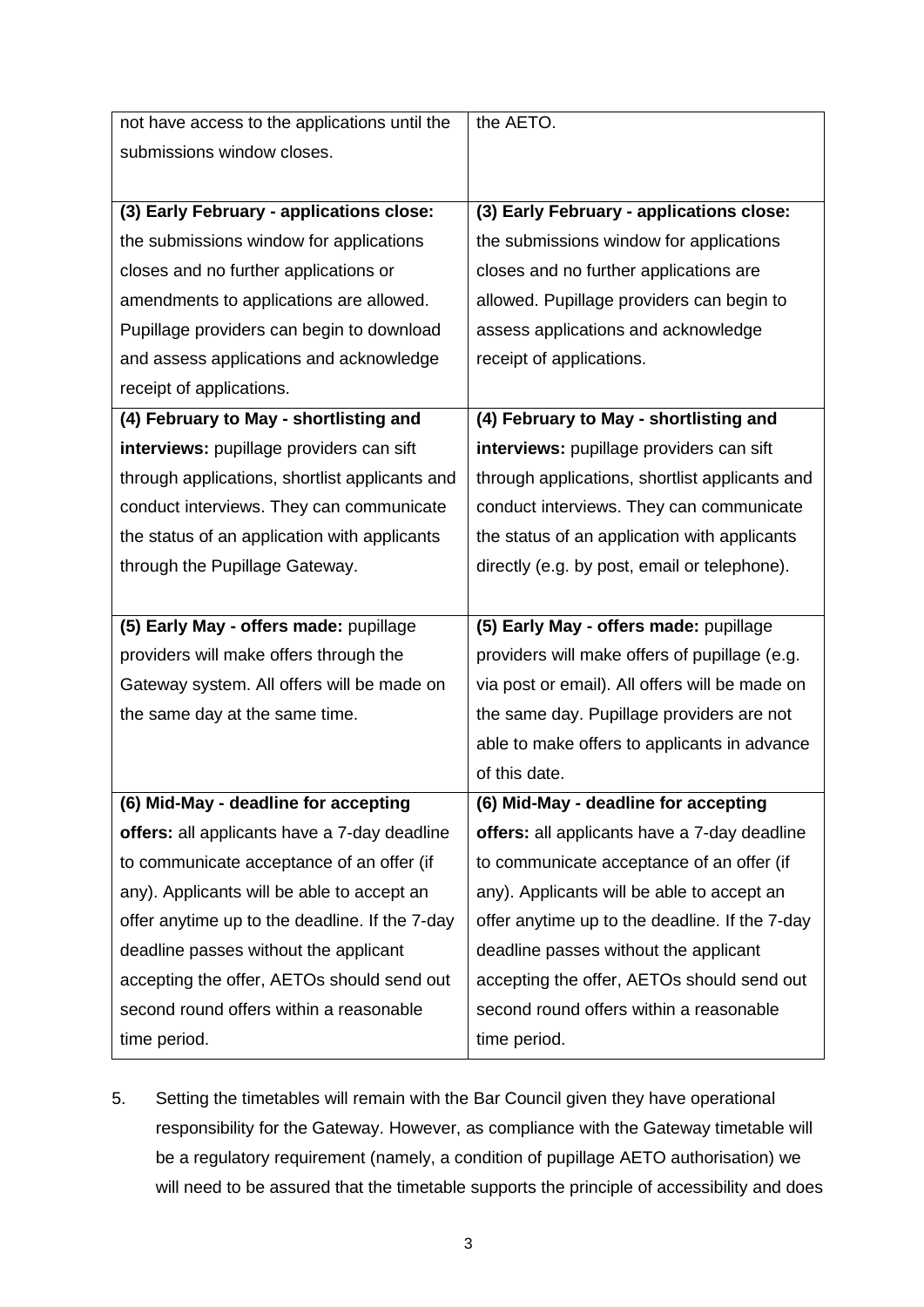| | |
|---|---|
| not have access to the applications until the submissions window closes. | the AETO. |
| **(3) Early February - applications close:** the submissions window for applications closes and no further applications or amendments to applications are allowed. Pupillage providers can begin to download and assess applications and acknowledge receipt of applications. | **(3) Early February - applications close:** the submissions window for applications closes and no further applications are allowed. Pupillage providers can begin to assess applications and acknowledge receipt of applications. |
| **(4) February to May - shortlisting and interviews:** pupillage providers can sift through applications, shortlist applicants and conduct interviews. They can communicate the status of an application with applicants through the Pupillage Gateway. | **(4) February to May - shortlisting and interviews:** pupillage providers can sift through applications, shortlist applicants and conduct interviews. They can communicate the status of an application with applicants directly (e.g. by post, email or telephone). |
| **(5) Early May - offers made:** pupillage providers will make offers through the Gateway system. All offers will be made on the same day at the same time. | **(5) Early May - offers made:** pupillage providers will make offers of pupillage (e.g. via post or email). All offers will be made on the same day. Pupillage providers are not able to make offers to applicants in advance of this date. |
| **(6) Mid-May - deadline for accepting offers:** all applicants have a 7-day deadline to communicate acceptance of an offer (if any). Applicants will be able to accept an offer anytime up to the deadline. If the 7-day deadline passes without the applicant accepting the offer, AETOs should send out second round offers within a reasonable time period. | **(6) Mid-May - deadline for accepting offers:** all applicants have a 7-day deadline to communicate acceptance of an offer (if any). Applicants will be able to accept an offer anytime up to the deadline. If the 7-day deadline passes without the applicant accepting the offer, AETOs should send out second round offers within a reasonable time period. |

5. Setting the timetables will remain with the Bar Council given they have operational responsibility for the Gateway. However, as compliance with the Gateway timetable will be a regulatory requirement (namely, a condition of pupillage AETO authorisation) we will need to be assured that the timetable supports the principle of accessibility and does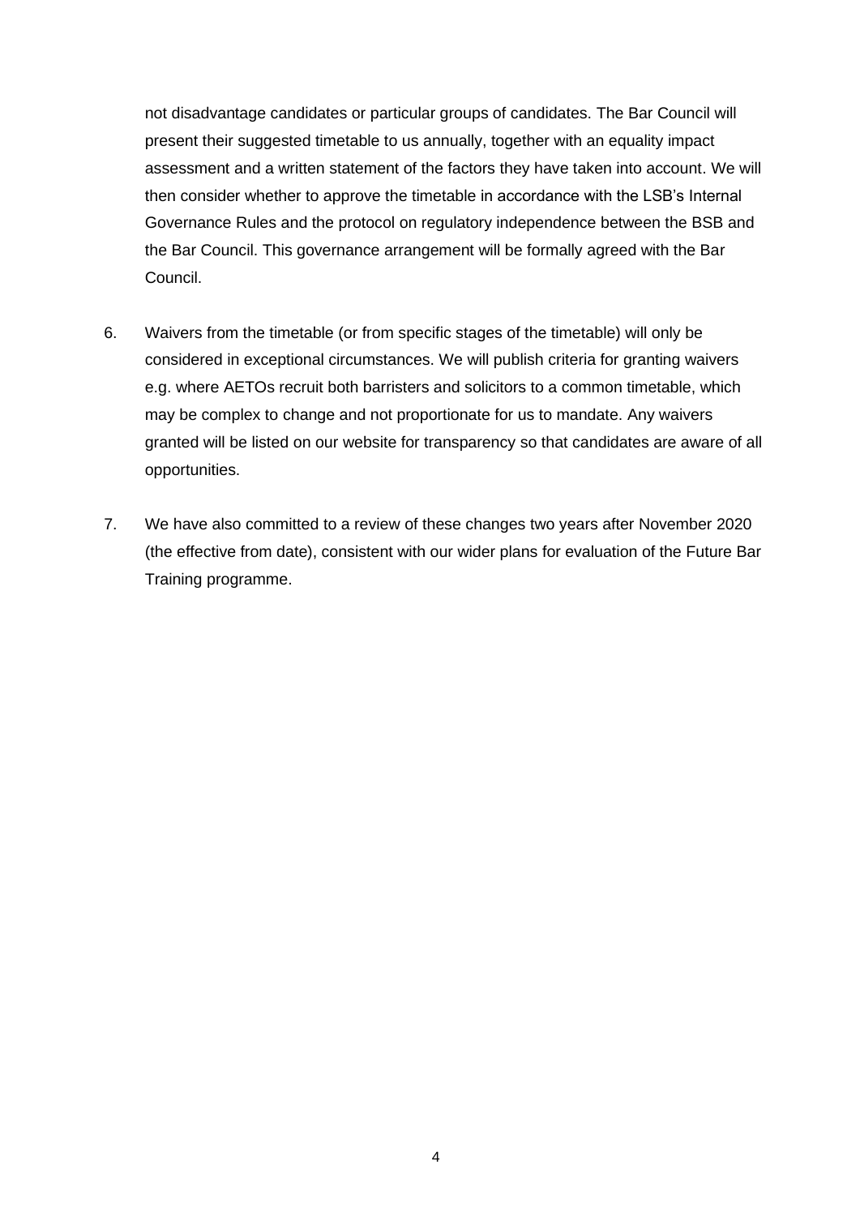not disadvantage candidates or particular groups of candidates. The Bar Council will present their suggested timetable to us annually, together with an equality impact assessment and a written statement of the factors they have taken into account. We will then consider whether to approve the timetable in accordance with the LSB's Internal Governance Rules and the protocol on regulatory independence between the BSB and the Bar Council. This governance arrangement will be formally agreed with the Bar Council.

6. Waivers from the timetable (or from specific stages of the timetable) will only be considered in exceptional circumstances. We will publish criteria for granting waivers e.g. where AETOs recruit both barristers and solicitors to a common timetable, which may be complex to change and not proportionate for us to mandate. Any waivers granted will be listed on our website for transparency so that candidates are aware of all opportunities.

7. We have also committed to a review of these changes two years after November 2020 (the effective from date), consistent with our wider plans for evaluation of the Future Bar Training programme.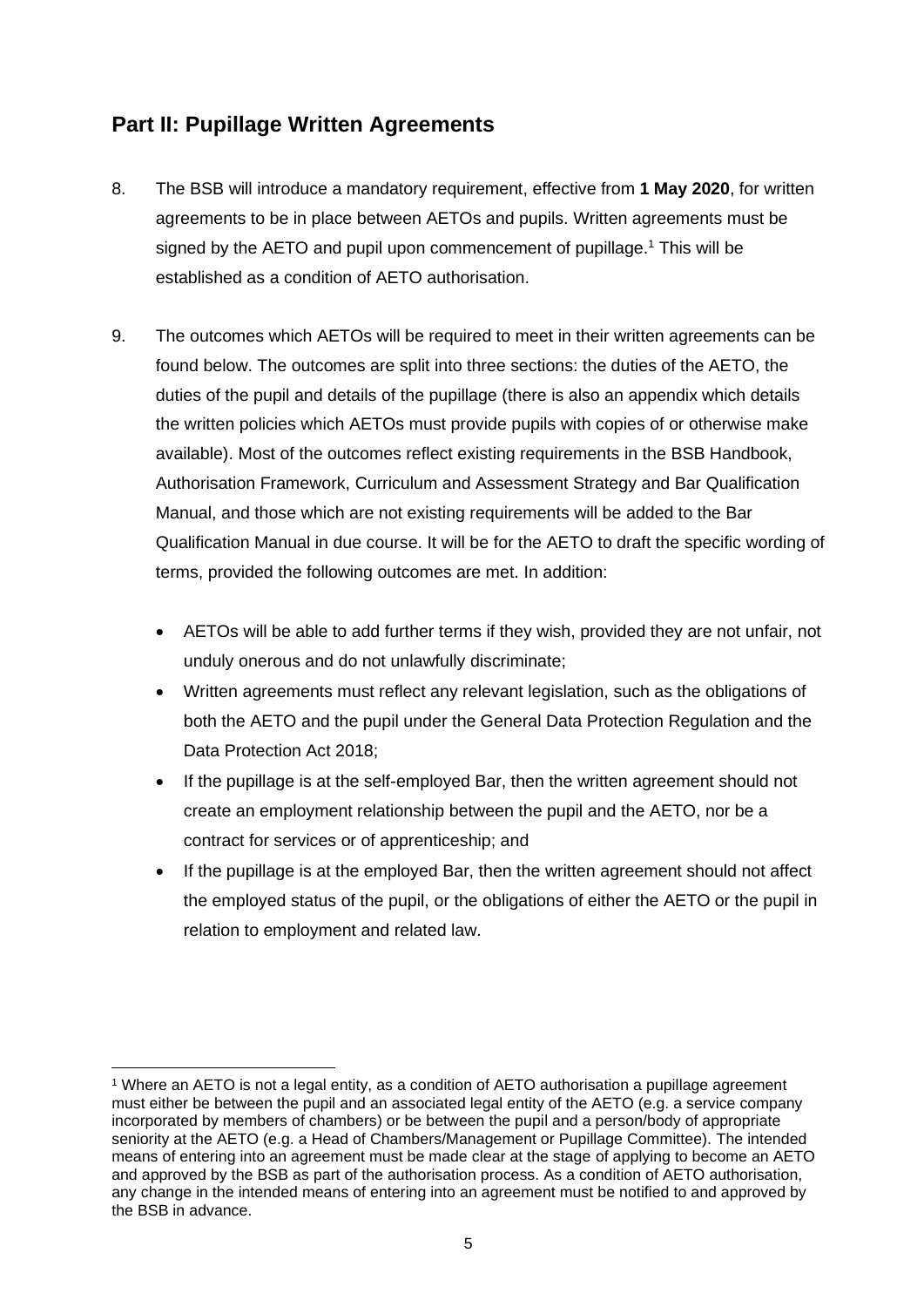## Part II: Pupillage Written Agreements

8. The BSB will introduce a mandatory requirement, effective from **1 May 2020**, for written agreements to be in place between AETOs and pupils. Written agreements must be signed by the AETO and pupil upon commencement of pupillage.[1] This will be established as a condition of AETO authorisation.

9. The outcomes which AETOs will be required to meet in their written agreements can be found below. The outcomes are split into three sections: the duties of the AETO, the duties of the pupil and details of the pupillage (there is also an appendix which details the written policies which AETOs must provide pupils with copies of or otherwise make available). Most of the outcomes reflect existing requirements in the BSB Handbook, Authorisation Framework, Curriculum and Assessment Strategy and Bar Qualification Manual, and those which are not existing requirements will be added to the Bar Qualification Manual in due course. It will be for the AETO to draft the specific wording of terms, provided the following outcomes are met. In addition:

   - AETOs will be able to add further terms if they wish, provided they are not unfair, not unduly onerous and do not unlawfully discriminate;
   - Written agreements must reflect any relevant legislation, such as the obligations of both the AETO and the pupil under the General Data Protection Regulation and the Data Protection Act 2018;
   - If the pupillage is at the self-employed Bar, then the written agreement should not create an employment relationship between the pupil and the AETO, nor be a contract for services or of apprenticeship; and
   - If the pupillage is at the employed Bar, then the written agreement should not affect the employed status of the pupil, or the obligations of either the AETO or the pupil in relation to employment and related law.

[1] Where an AETO is not a legal entity, as a condition of AETO authorisation a pupillage agreement must either be between the pupil and an associated legal entity of the AETO (e.g. a service company incorporated by members of chambers) or be between the pupil and a person/body of appropriate seniority at the AETO (e.g. a Head of Chambers/Management or Pupillage Committee). The intended means of entering into an agreement must be made clear at the stage of applying to become an AETO and approved by the BSB as part of the authorisation process. As a condition of AETO authorisation, any change in the intended means of entering into an agreement must be notified to and approved by the BSB in advance.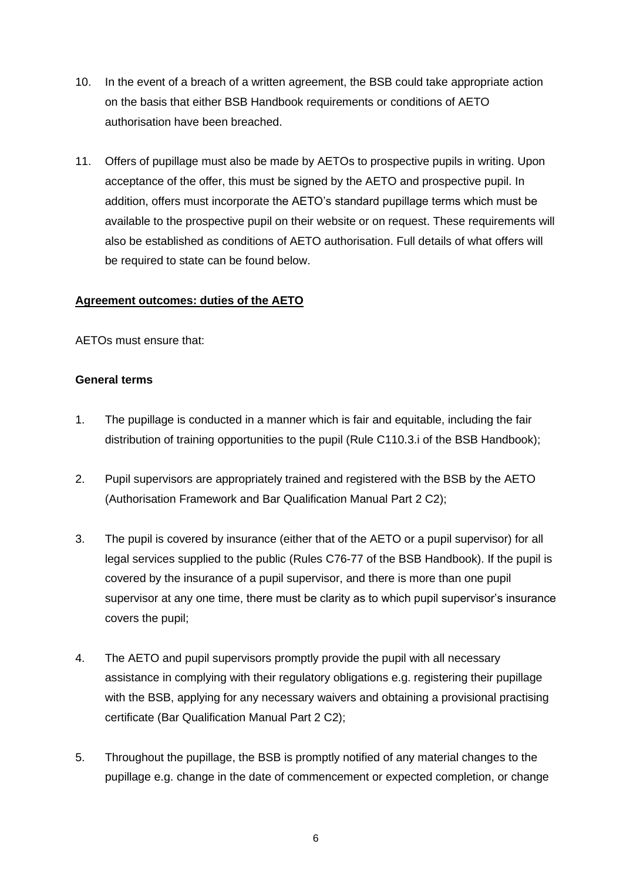10. In the event of a breach of a written agreement, the BSB could take appropriate action on the basis that either BSB Handbook requirements or conditions of AETO authorisation have been breached.

11. Offers of pupillage must also be made by AETOs to prospective pupils in writing. Upon acceptance of the offer, this must be signed by the AETO and prospective pupil. In addition, offers must incorporate the AETO's standard pupillage terms which must be available to the prospective pupil on their website or on request. These requirements will also be established as conditions of AETO authorisation. Full details of what offers will be required to state can be found below.

**Agreement outcomes: duties of the AETO**

AETOs must ensure that:

**General terms**

1. The pupillage is conducted in a manner which is fair and equitable, including the fair distribution of training opportunities to the pupil (Rule C110.3.i of the BSB Handbook);

2. Pupil supervisors are appropriately trained and registered with the BSB by the AETO (Authorisation Framework and Bar Qualification Manual Part 2 C2);

3. The pupil is covered by insurance (either that of the AETO or a pupil supervisor) for all legal services supplied to the public (Rules C76-77 of the BSB Handbook). If the pupil is covered by the insurance of a pupil supervisor, and there is more than one pupil supervisor at any one time, there must be clarity as to which pupil supervisor's insurance covers the pupil;

4. The AETO and pupil supervisors promptly provide the pupil with all necessary assistance in complying with their regulatory obligations e.g. registering their pupillage with the BSB, applying for any necessary waivers and obtaining a provisional practising certificate (Bar Qualification Manual Part 2 C2);

5. Throughout the pupillage, the BSB is promptly notified of any material changes to the pupillage e.g. change in the date of commencement or expected completion, or change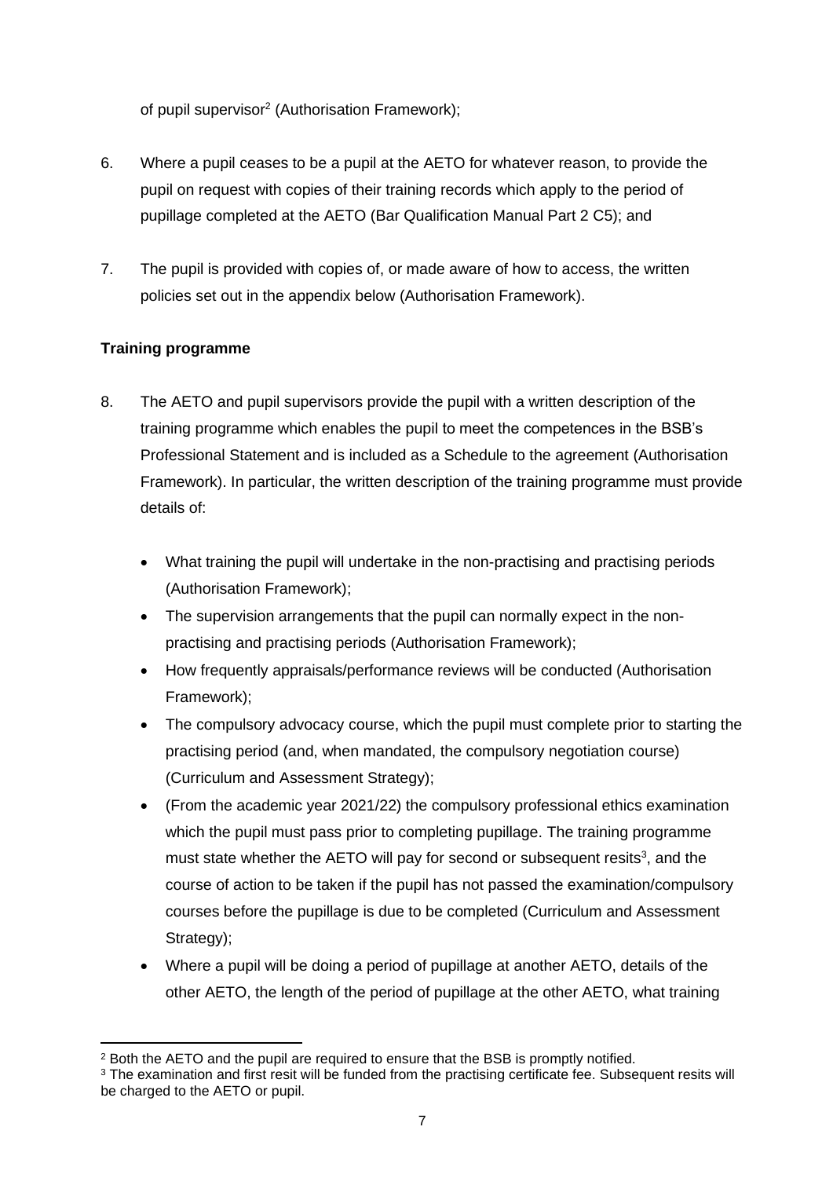of pupil supervisor[2] (Authorisation Framework);

6. Where a pupil ceases to be a pupil at the AETO for whatever reason, to provide the pupil on request with copies of their training records which apply to the period of pupillage completed at the AETO (Bar Qualification Manual Part 2 C5); and

7. The pupil is provided with copies of, or made aware of how to access, the written policies set out in the appendix below (Authorisation Framework).

**Training programme**

8. The AETO and pupil supervisors provide the pupil with a written description of the training programme which enables the pupil to meet the competences in the BSB's Professional Statement and is included as a Schedule to the agreement (Authorisation Framework). In particular, the written description of the training programme must provide details of:

    - What training the pupil will undertake in the non-practising and practising periods (Authorisation Framework);
    - The supervision arrangements that the pupil can normally expect in the non-practising and practising periods (Authorisation Framework);
    - How frequently appraisals/performance reviews will be conducted (Authorisation Framework);
    - The compulsory advocacy course, which the pupil must complete prior to starting the practising period (and, when mandated, the compulsory negotiation course) (Curriculum and Assessment Strategy);
    - (From the academic year 2021/22) the compulsory professional ethics examination which the pupil must pass prior to completing pupillage. The training programme must state whether the AETO will pay for second or subsequent resits[3], and the course of action to be taken if the pupil has not passed the examination/compulsory courses before the pupillage is due to be completed (Curriculum and Assessment Strategy);
    - Where a pupil will be doing a period of pupillage at another AETO, details of the other AETO, the length of the period of pupillage at the other AETO, what training

[2] Both the AETO and the pupil are required to ensure that the BSB is promptly notified.

[3] The examination and first resit will be funded from the practising certificate fee. Subsequent resits will be charged to the AETO or pupil.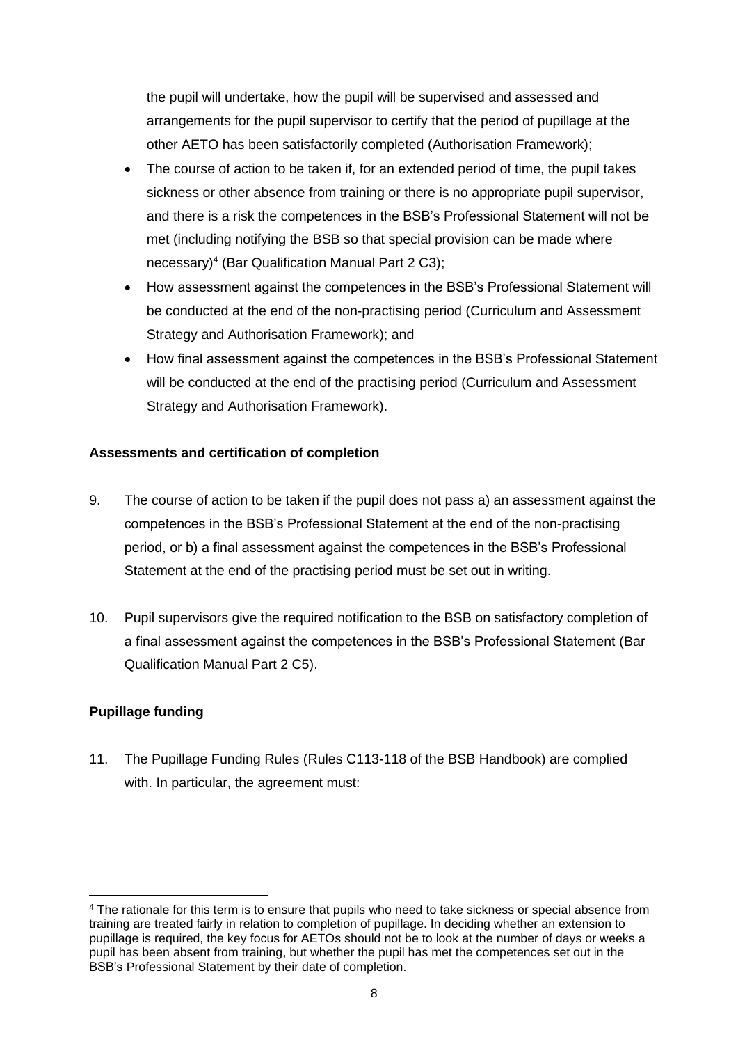the pupil will undertake, how the pupil will be supervised and assessed and arrangements for the pupil supervisor to certify that the period of pupillage at the other AETO has been satisfactorily completed (Authorisation Framework);

- The course of action to be taken if, for an extended period of time, the pupil takes sickness or other absence from training or there is no appropriate pupil supervisor, and there is a risk the competences in the BSB's Professional Statement will not be met (including notifying the BSB so that special provision can be made where necessary)[4] (Bar Qualification Manual Part 2 C3);
- How assessment against the competences in the BSB's Professional Statement will be conducted at the end of the non-practising period (Curriculum and Assessment Strategy and Authorisation Framework); and
- How final assessment against the competences in the BSB's Professional Statement will be conducted at the end of the practising period (Curriculum and Assessment Strategy and Authorisation Framework).

**Assessments and certification of completion**

9. The course of action to be taken if the pupil does not pass a) an assessment against the competences in the BSB's Professional Statement at the end of the non-practising period, or b) a final assessment against the competences in the BSB's Professional Statement at the end of the practising period must be set out in writing.

10. Pupil supervisors give the required notification to the BSB on satisfactory completion of a final assessment against the competences in the BSB's Professional Statement (Bar Qualification Manual Part 2 C5).

**Pupillage funding**

11. The Pupillage Funding Rules (Rules C113-118 of the BSB Handbook) are complied with. In particular, the agreement must:

[4] The rationale for this term is to ensure that pupils who need to take sickness or special absence from training are treated fairly in relation to completion of pupillage. In deciding whether an extension to pupillage is required, the key focus for AETOs should not be to look at the number of days or weeks a pupil has been absent from training, but whether the pupil has met the competences set out in the BSB's Professional Statement by their date of completion.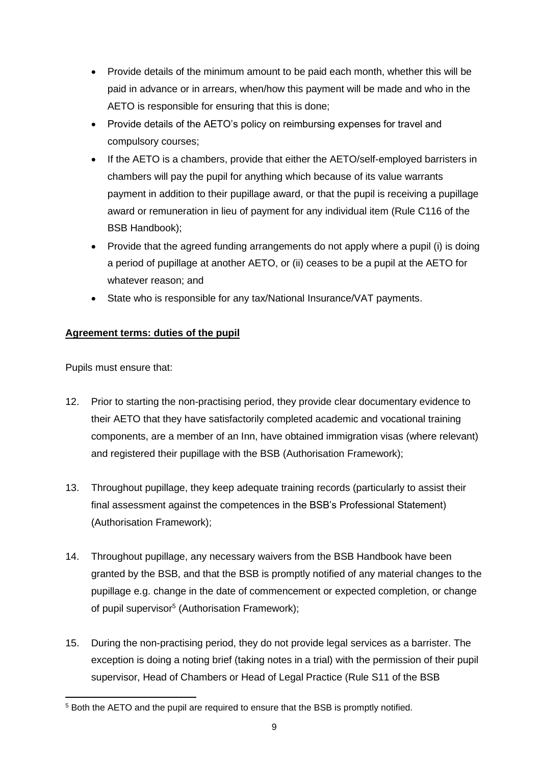- Provide details of the minimum amount to be paid each month, whether this will be paid in advance or in arrears, when/how this payment will be made and who in the AETO is responsible for ensuring that this is done;
- Provide details of the AETO's policy on reimbursing expenses for travel and compulsory courses;
- If the AETO is a chambers, provide that either the AETO/self-employed barristers in chambers will pay the pupil for anything which because of its value warrants payment in addition to their pupillage award, or that the pupil is receiving a pupillage award or remuneration in lieu of payment for any individual item (Rule C116 of the BSB Handbook);
- Provide that the agreed funding arrangements do not apply where a pupil (i) is doing a period of pupillage at another AETO, or (ii) ceases to be a pupil at the AETO for whatever reason; and
- State who is responsible for any tax/National Insurance/VAT payments.

**Agreement terms: duties of the pupil**

Pupils must ensure that:

12. Prior to starting the non-practising period, they provide clear documentary evidence to their AETO that they have satisfactorily completed academic and vocational training components, are a member of an Inn, have obtained immigration visas (where relevant) and registered their pupillage with the BSB (Authorisation Framework);

13. Throughout pupillage, they keep adequate training records (particularly to assist their final assessment against the competences in the BSB's Professional Statement) (Authorisation Framework);

14. Throughout pupillage, any necessary waivers from the BSB Handbook have been granted by the BSB, and that the BSB is promptly notified of any material changes to the pupillage e.g. change in the date of commencement or expected completion, or change of pupil supervisor[5] (Authorisation Framework);

15. During the non-practising period, they do not provide legal services as a barrister. The exception is doing a noting brief (taking notes in a trial) with the permission of their pupil supervisor, Head of Chambers or Head of Legal Practice (Rule S11 of the BSB

[5] Both the AETO and the pupil are required to ensure that the BSB is promptly notified.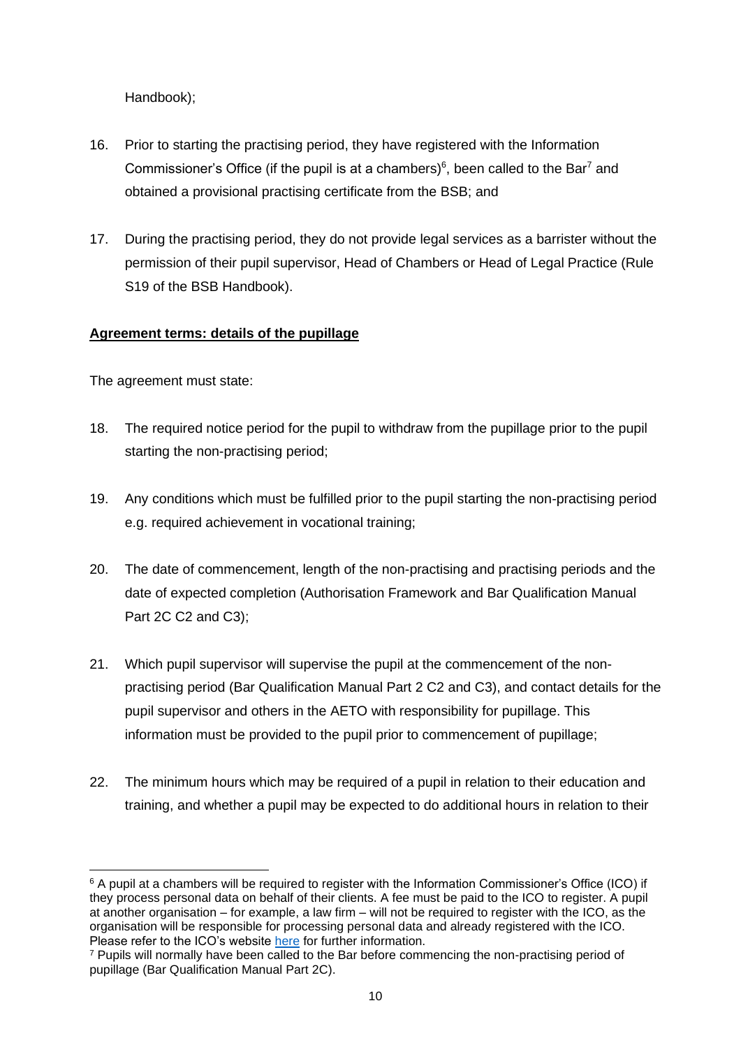Handbook);

16. Prior to starting the practising period, they have registered with the Information Commissioner's Office (if the pupil is at a chambers)[6], been called to the Bar[7] and obtained a provisional practising certificate from the BSB; and

17. During the practising period, they do not provide legal services as a barrister without the permission of their pupil supervisor, Head of Chambers or Head of Legal Practice (Rule S19 of the BSB Handbook).

**Agreement terms: details of the pupillage**

The agreement must state:

18. The required notice period for the pupil to withdraw from the pupillage prior to the pupil starting the non-practising period;

19. Any conditions which must be fulfilled prior to the pupil starting the non-practising period e.g. required achievement in vocational training;

20. The date of commencement, length of the non-practising and practising periods and the date of expected completion (Authorisation Framework and Bar Qualification Manual Part 2C C2 and C3);

21. Which pupil supervisor will supervise the pupil at the commencement of the non-practising period (Bar Qualification Manual Part 2 C2 and C3), and contact details for the pupil supervisor and others in the AETO with responsibility for pupillage. This information must be provided to the pupil prior to commencement of pupillage;

22. The minimum hours which may be required of a pupil in relation to their education and training, and whether a pupil may be expected to do additional hours in relation to their

---

[6] A pupil at a chambers will be required to register with the Information Commissioner's Office (ICO) if they process personal data on behalf of their clients. A fee must be paid to the ICO to register. A pupil at another organisation – for example, a law firm – will not be required to register with the ICO, as the organisation will be responsible for processing personal data and already registered with the ICO. Please refer to the ICO's website here for further information.

[7] Pupils will normally have been called to the Bar before commencing the non-practising period of pupillage (Bar Qualification Manual Part 2C).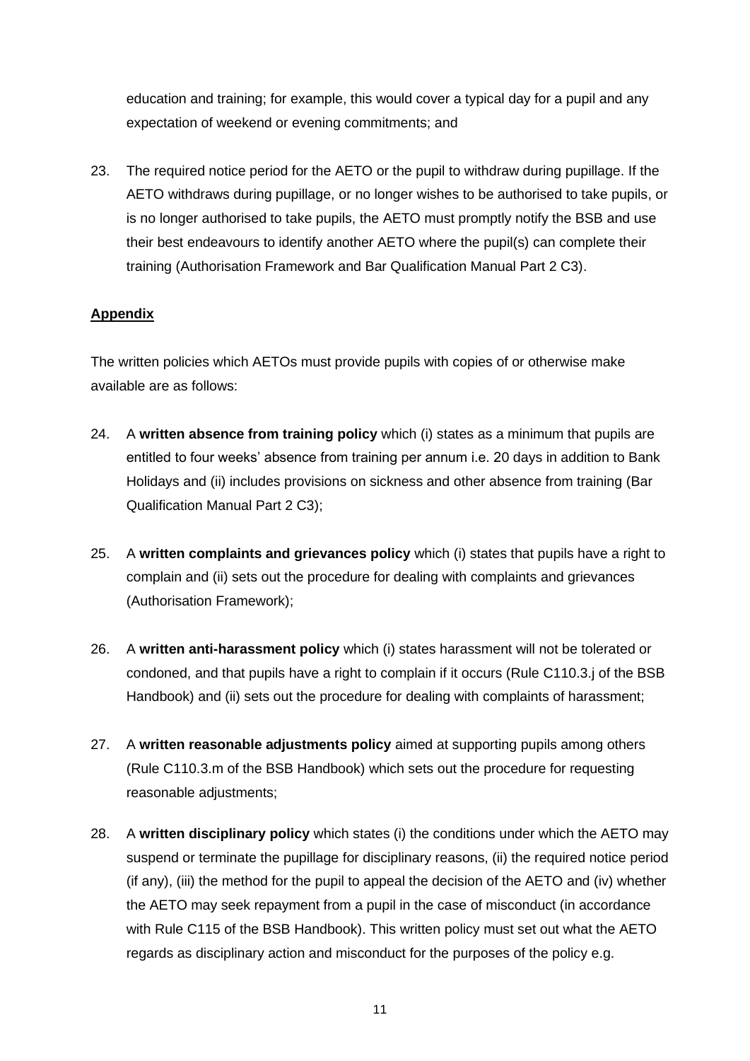education and training; for example, this would cover a typical day for a pupil and any expectation of weekend or evening commitments; and

23. The required notice period for the AETO or the pupil to withdraw during pupillage. If the AETO withdraws during pupillage, or no longer wishes to be authorised to take pupils, or is no longer authorised to take pupils, the AETO must promptly notify the BSB and use their best endeavours to identify another AETO where the pupil(s) can complete their training (Authorisation Framework and Bar Qualification Manual Part 2 C3).

## Appendix

The written policies which AETOs must provide pupils with copies of or otherwise make available are as follows:

24. A **written absence from training policy** which (i) states as a minimum that pupils are entitled to four weeks' absence from training per annum i.e. 20 days in addition to Bank Holidays and (ii) includes provisions on sickness and other absence from training (Bar Qualification Manual Part 2 C3);

25. A **written complaints and grievances policy** which (i) states that pupils have a right to complain and (ii) sets out the procedure for dealing with complaints and grievances (Authorisation Framework);

26. A **written anti-harassment policy** which (i) states harassment will not be tolerated or condoned, and that pupils have a right to complain if it occurs (Rule C110.3.j of the BSB Handbook) and (ii) sets out the procedure for dealing with complaints of harassment;

27. A **written reasonable adjustments policy** aimed at supporting pupils among others (Rule C110.3.m of the BSB Handbook) which sets out the procedure for requesting reasonable adjustments;

28. A **written disciplinary policy** which states (i) the conditions under which the AETO may suspend or terminate the pupillage for disciplinary reasons, (ii) the required notice period (if any), (iii) the method for the pupil to appeal the decision of the AETO and (iv) whether the AETO may seek repayment from a pupil in the case of misconduct (in accordance with Rule C115 of the BSB Handbook). This written policy must set out what the AETO regards as disciplinary action and misconduct for the purposes of the policy e.g.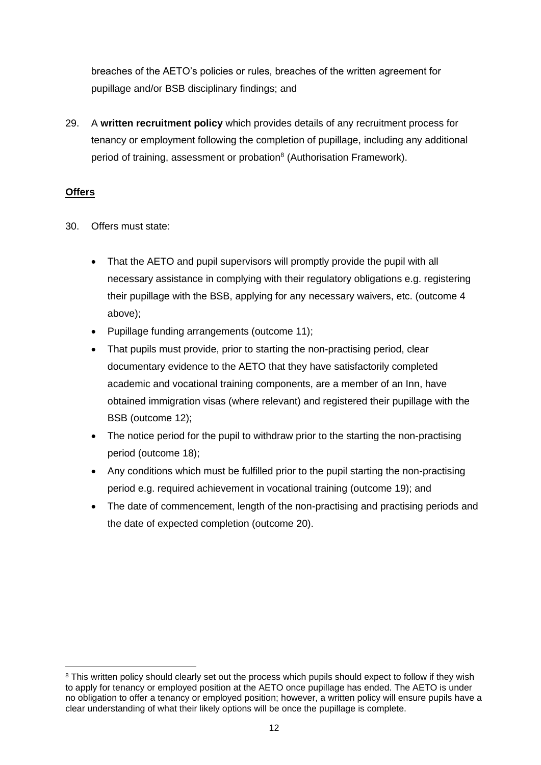breaches of the AETO's policies or rules, breaches of the written agreement for pupillage and/or BSB disciplinary findings; and

29. A **written recruitment policy** which provides details of any recruitment process for tenancy or employment following the completion of pupillage, including any additional period of training, assessment or probation[8] (Authorisation Framework).

**Offers**

30. Offers must state:

- That the AETO and pupil supervisors will promptly provide the pupil with all necessary assistance in complying with their regulatory obligations e.g. registering their pupillage with the BSB, applying for any necessary waivers, etc. (outcome 4 above);
- Pupillage funding arrangements (outcome 11);
- That pupils must provide, prior to starting the non-practising period, clear documentary evidence to the AETO that they have satisfactorily completed academic and vocational training components, are a member of an Inn, have obtained immigration visas (where relevant) and registered their pupillage with the BSB (outcome 12);
- The notice period for the pupil to withdraw prior to the starting the non-practising period (outcome 18);
- Any conditions which must be fulfilled prior to the pupil starting the non-practising period e.g. required achievement in vocational training (outcome 19); and
- The date of commencement, length of the non-practising and practising periods and the date of expected completion (outcome 20).

[8] This written policy should clearly set out the process which pupils should expect to follow if they wish to apply for tenancy or employed position at the AETO once pupillage has ended. The AETO is under no obligation to offer a tenancy or employed position; however, a written policy will ensure pupils have a clear understanding of what their likely options will be once the pupillage is complete.